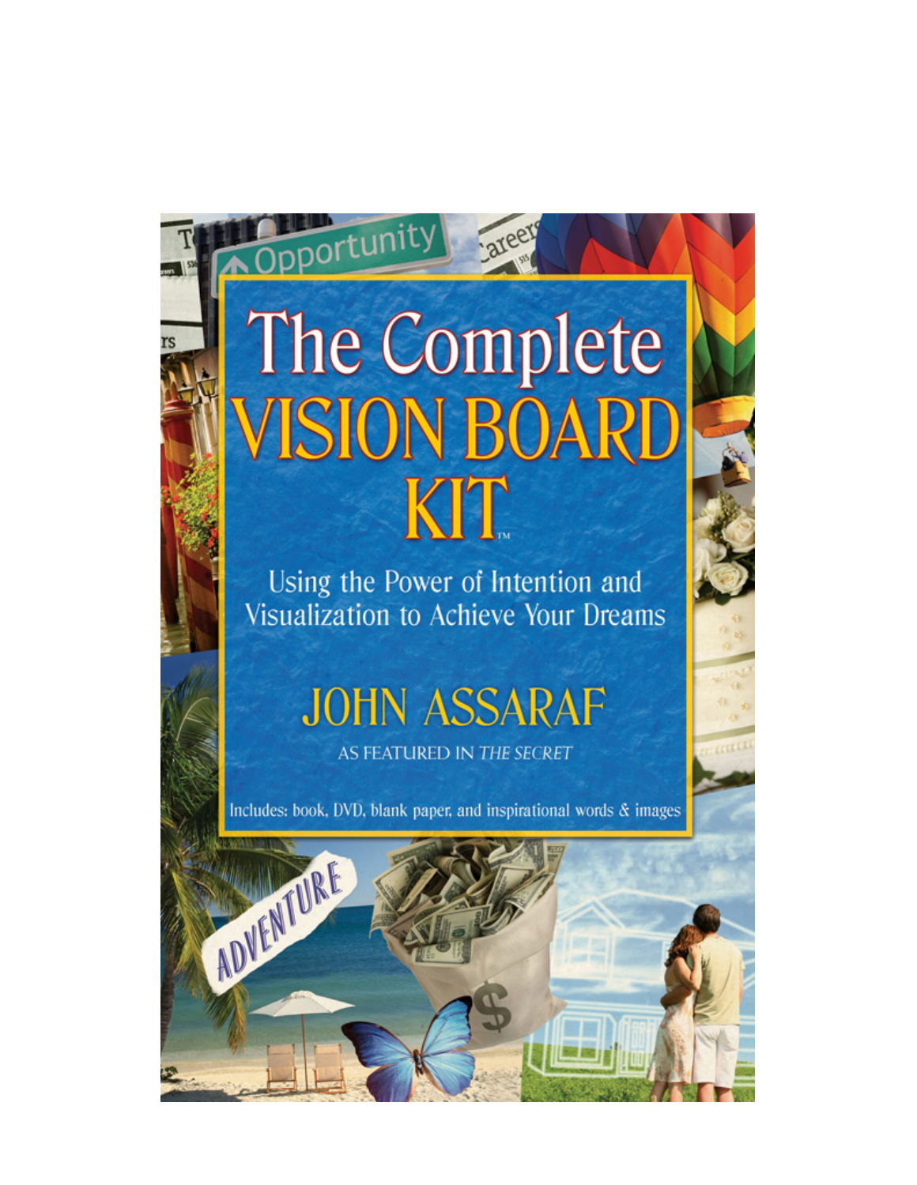# The Complete VISION BOARD KIT™

Using the Power of Intention and Visualization to Achieve Your Dreams

JOHN ASSARAF

AS FEATURED IN *THE SECRET*

Includes: book, DVD, blank paper, and inspirational words & images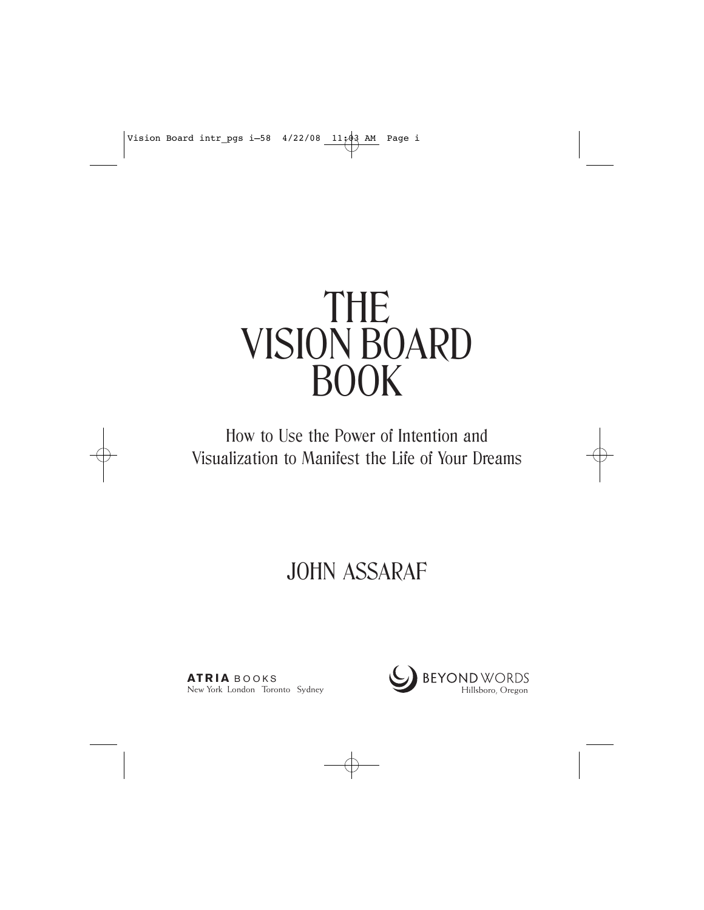# THE VISION BOARD BOOK

How to Use the Power of Intention and Visualization to Manifest the Life of Your Dreams

## JOHN ASSARAF

**ATRIA** BOOKS
New York London Toronto Sydney

BEYOND WORDS
Hillsboro, Oregon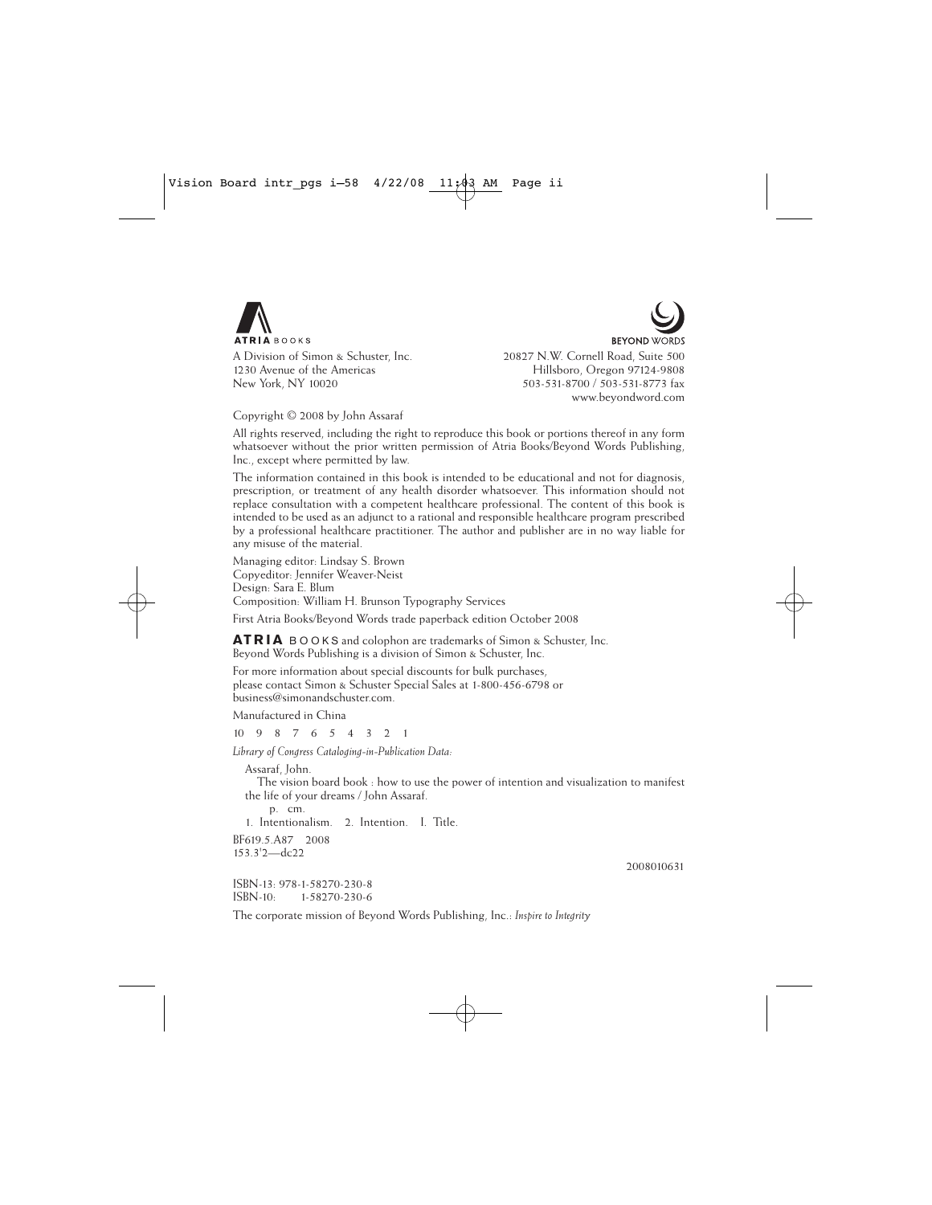ATRIA BOOKS
A Division of Simon & Schuster, Inc.
1230 Avenue of the Americas
New York, NY 10020

BEYOND WORDS
20827 N.W. Cornell Road, Suite 500
Hillsboro, Oregon 97124-9808
503-531-8700 / 503-531-8773 fax
www.beyondword.com

Copyright © 2008 by John Assaraf

All rights reserved, including the right to reproduce this book or portions thereof in any form whatsoever without the prior written permission of Atria Books/Beyond Words Publishing, Inc., except where permitted by law.

The information contained in this book is intended to be educational and not for diagnosis, prescription, or treatment of any health disorder whatsoever. This information should not replace consultation with a competent healthcare professional. The content of this book is intended to be used as an adjunct to a rational and responsible healthcare program prescribed by a professional healthcare practitioner. The author and publisher are in no way liable for any misuse of the material.

Managing editor: Lindsay S. Brown
Copyeditor: Jennifer Weaver-Neist
Design: Sara E. Blum
Composition: William H. Brunson Typography Services

First Atria Books/Beyond Words trade paperback edition October 2008

**ATRIA** BOOKS and colophon are trademarks of Simon & Schuster, Inc.
Beyond Words Publishing is a division of Simon & Schuster, Inc.

For more information about special discounts for bulk purchases, please contact Simon & Schuster Special Sales at 1-800-456-6798 or business@simonandschuster.com.

Manufactured in China

10 9 8 7 6 5 4 3 2 1

*Library of Congress Cataloging-in-Publication Data:*

Assaraf, John.
The vision board book : how to use the power of intention and visualization to manifest the life of your dreams / John Assaraf.
p. cm.
1. Intentionalism. 2. Intention. I. Title.
BF619.5.A87 2008
153.3'2—dc22

2008010631

ISBN-13: 978-1-58270-230-8
ISBN-10: 1-58270-230-6

The corporate mission of Beyond Words Publishing, Inc.: *Inspire to Integrity*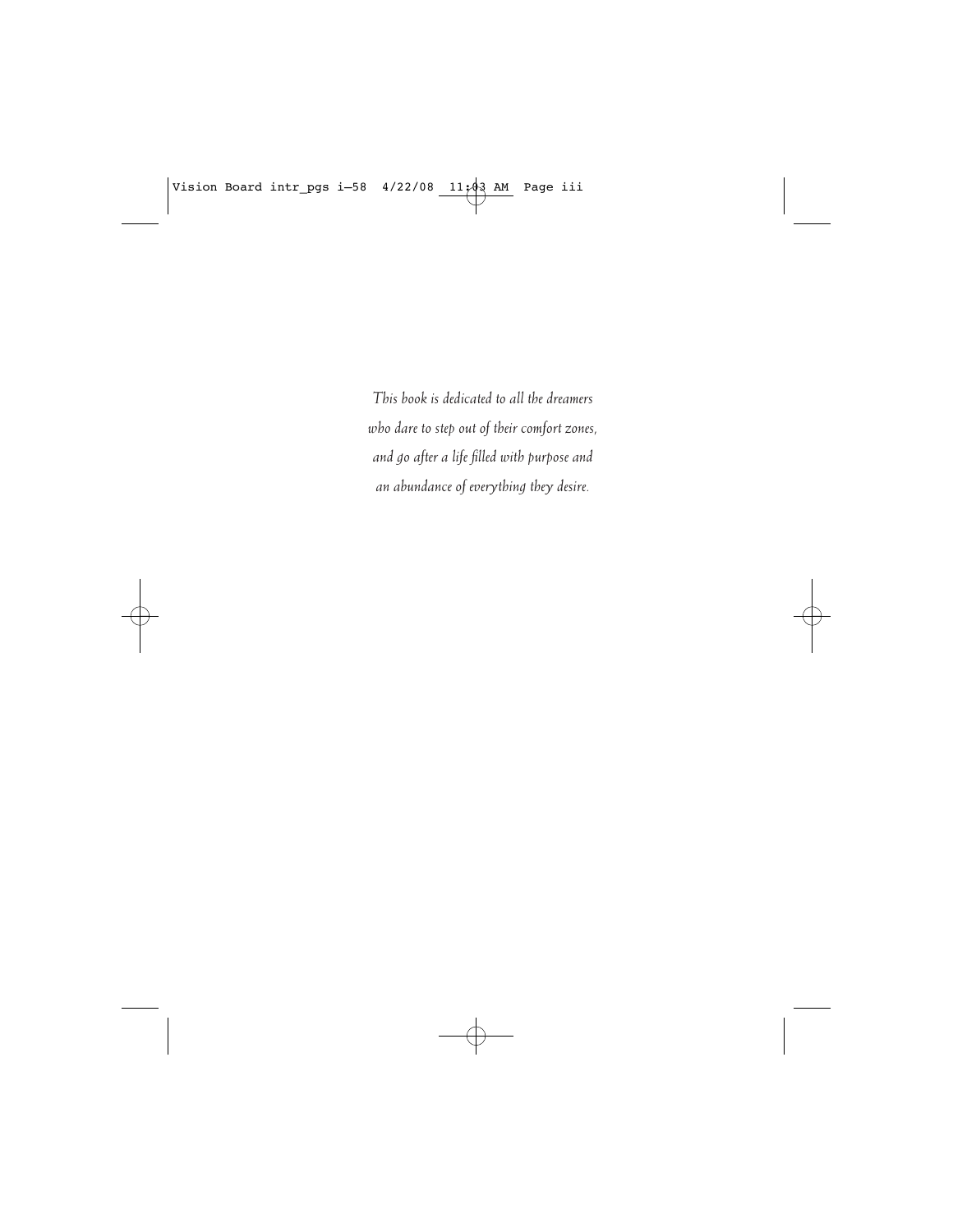*This book is dedicated to all the dreamers who dare to step out of their comfort zones, and go after a life filled with purpose and an abundance of everything they desire.*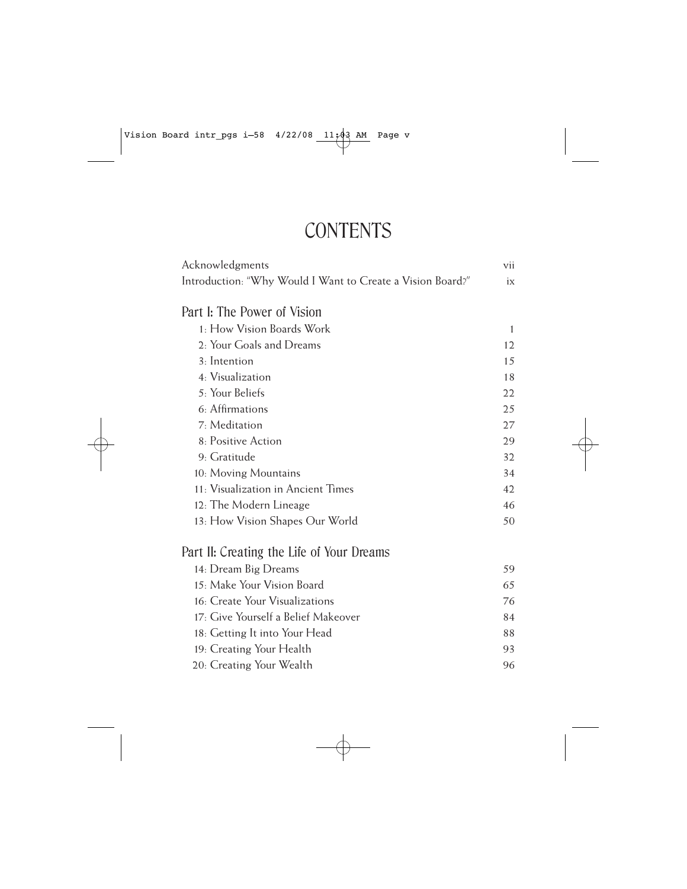# CONTENTS

| | |
|---|---|
| Acknowledgments | vii |
| Introduction: "Why Would I Want to Create a Vision Board?" | ix |

## Part I: The Power of Vision

| | |
|---|---|
| 1: How Vision Boards Work | 1 |
| 2: Your Goals and Dreams | 12 |
| 3: Intention | 15 |
| 4: Visualization | 18 |
| 5: Your Beliefs | 22 |
| 6: Affirmations | 25 |
| 7: Meditation | 27 |
| 8: Positive Action | 29 |
| 9: Gratitude | 32 |
| 10: Moving Mountains | 34 |
| 11: Visualization in Ancient Times | 42 |
| 12: The Modern Lineage | 46 |
| 13: How Vision Shapes Our World | 50 |

## Part II: Creating the Life of Your Dreams

| | |
|---|---|
| 14: Dream Big Dreams | 59 |
| 15: Make Your Vision Board | 65 |
| 16: Create Your Visualizations | 76 |
| 17: Give Yourself a Belief Makeover | 84 |
| 18: Getting It into Your Head | 88 |
| 19: Creating Your Health | 93 |
| 20: Creating Your Wealth | 96 |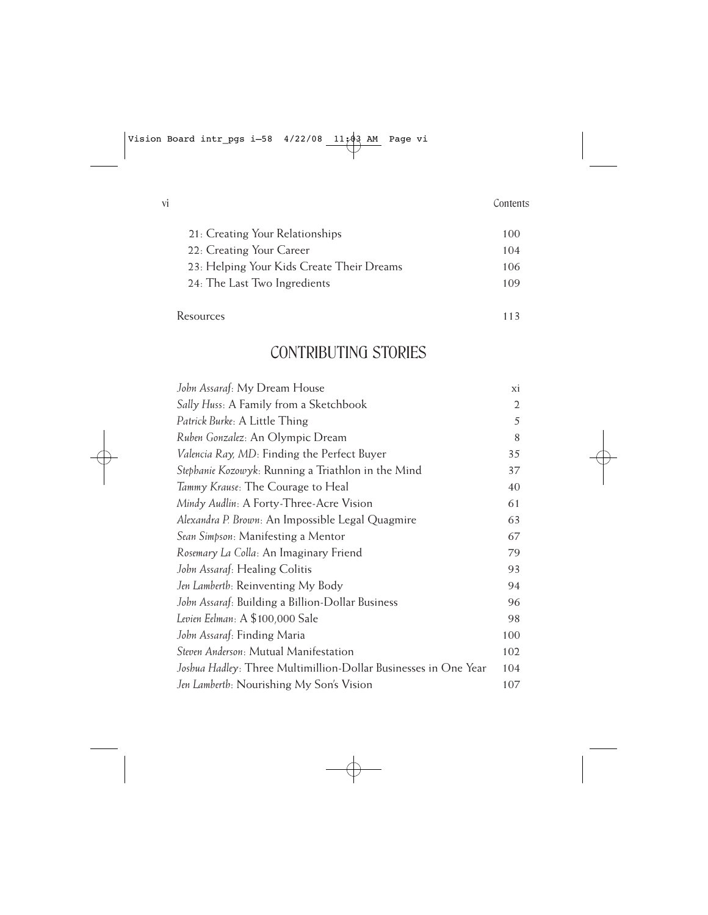| | |
|---|---|
| 21: Creating Your Relationships | 100 |
| 22: Creating Your Career | 104 |
| 23: Helping Your Kids Create Their Dreams | 106 |
| 24: The Last Two Ingredients | 109 |
| Resources | 113 |

## CONTRIBUTING STORIES

| | |
|---|---|
| *John Assaraf*: My Dream House | xi |
| *Sally Huss*: A Family from a Sketchbook | 2 |
| *Patrick Burke*: A Little Thing | 5 |
| *Ruben Gonzalez*: An Olympic Dream | 8 |
| *Valencia Ray, MD*: Finding the Perfect Buyer | 35 |
| *Stephanie Kozowyk*: Running a Triathlon in the Mind | 37 |
| *Tammy Krause*: The Courage to Heal | 40 |
| *Mindy Audlin*: A Forty-Three-Acre Vision | 61 |
| *Alexandra P. Brown*: An Impossible Legal Quagmire | 63 |
| *Sean Simpson*: Manifesting a Mentor | 67 |
| *Rosemary La Colla*: An Imaginary Friend | 79 |
| *John Assaraf*: Healing Colitis | 93 |
| *Jen Lamberth*: Reinventing My Body | 94 |
| *John Assaraf*: Building a Billion-Dollar Business | 96 |
| *Levien Eelman*: A $100,000 Sale | 98 |
| *John Assaraf*: Finding Maria | 100 |
| *Steven Anderson*: Mutual Manifestation | 102 |
| *Joshua Hadley*: Three Multimillion-Dollar Businesses in One Year | 104 |
| *Jen Lamberth*: Nourishing My Son's Vision | 107 |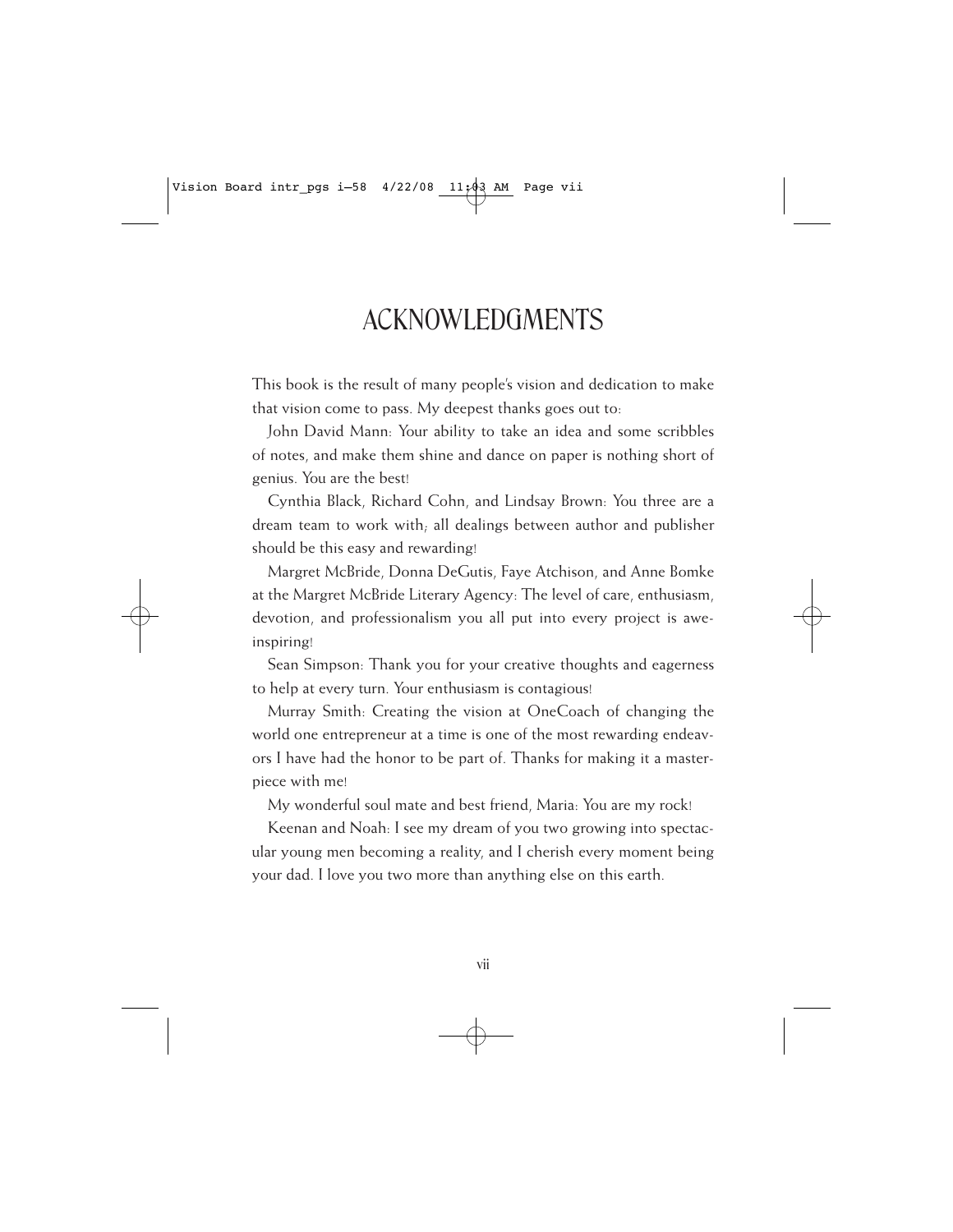# ACKNOWLEDGMENTS

This book is the result of many people's vision and dedication to make that vision come to pass. My deepest thanks goes out to:

John David Mann: Your ability to take an idea and some scribbles of notes, and make them shine and dance on paper is nothing short of genius. You are the best!

Cynthia Black, Richard Cohn, and Lindsay Brown: You three are a dream team to work with; all dealings between author and publisher should be this easy and rewarding!

Margret McBride, Donna DeGutis, Faye Atchison, and Anne Bomke at the Margret McBride Literary Agency: The level of care, enthusiasm, devotion, and professionalism you all put into every project is awe-inspiring!

Sean Simpson: Thank you for your creative thoughts and eagerness to help at every turn. Your enthusiasm is contagious!

Murray Smith: Creating the vision at OneCoach of changing the world one entrepreneur at a time is one of the most rewarding endeavors I have had the honor to be part of. Thanks for making it a masterpiece with me!

My wonderful soul mate and best friend, Maria: You are my rock!

Keenan and Noah: I see my dream of you two growing into spectacular young men becoming a reality, and I cherish every moment being your dad. I love you two more than anything else on this earth.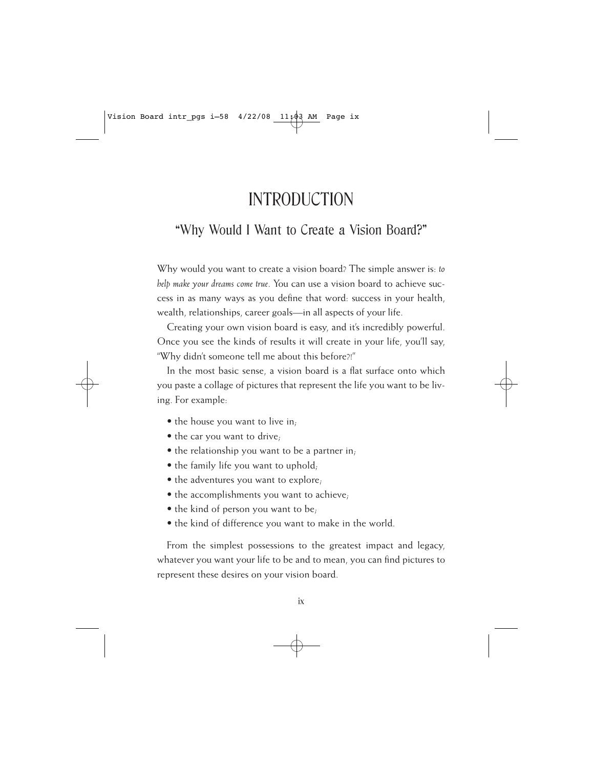# INTRODUCTION

## "Why Would I Want to Create a Vision Board?"

Why would you want to create a vision board? The simple answer is: *to help make your dreams come true*. You can use a vision board to achieve success in as many ways as you define that word: success in your health, wealth, relationships, career goals—in all aspects of your life.

Creating your own vision board is easy, and it's incredibly powerful. Once you see the kinds of results it will create in your life, you'll say, "Why didn't someone tell me about this before?!"

In the most basic sense, a vision board is a flat surface onto which you paste a collage of pictures that represent the life you want to be living. For example:

- the house you want to live in;
- the car you want to drive;
- the relationship you want to be a partner in;
- the family life you want to uphold;
- the adventures you want to explore;
- the accomplishments you want to achieve;
- the kind of person you want to be;
- the kind of difference you want to make in the world.

From the simplest possessions to the greatest impact and legacy, whatever you want your life to be and to mean, you can find pictures to represent these desires on your vision board.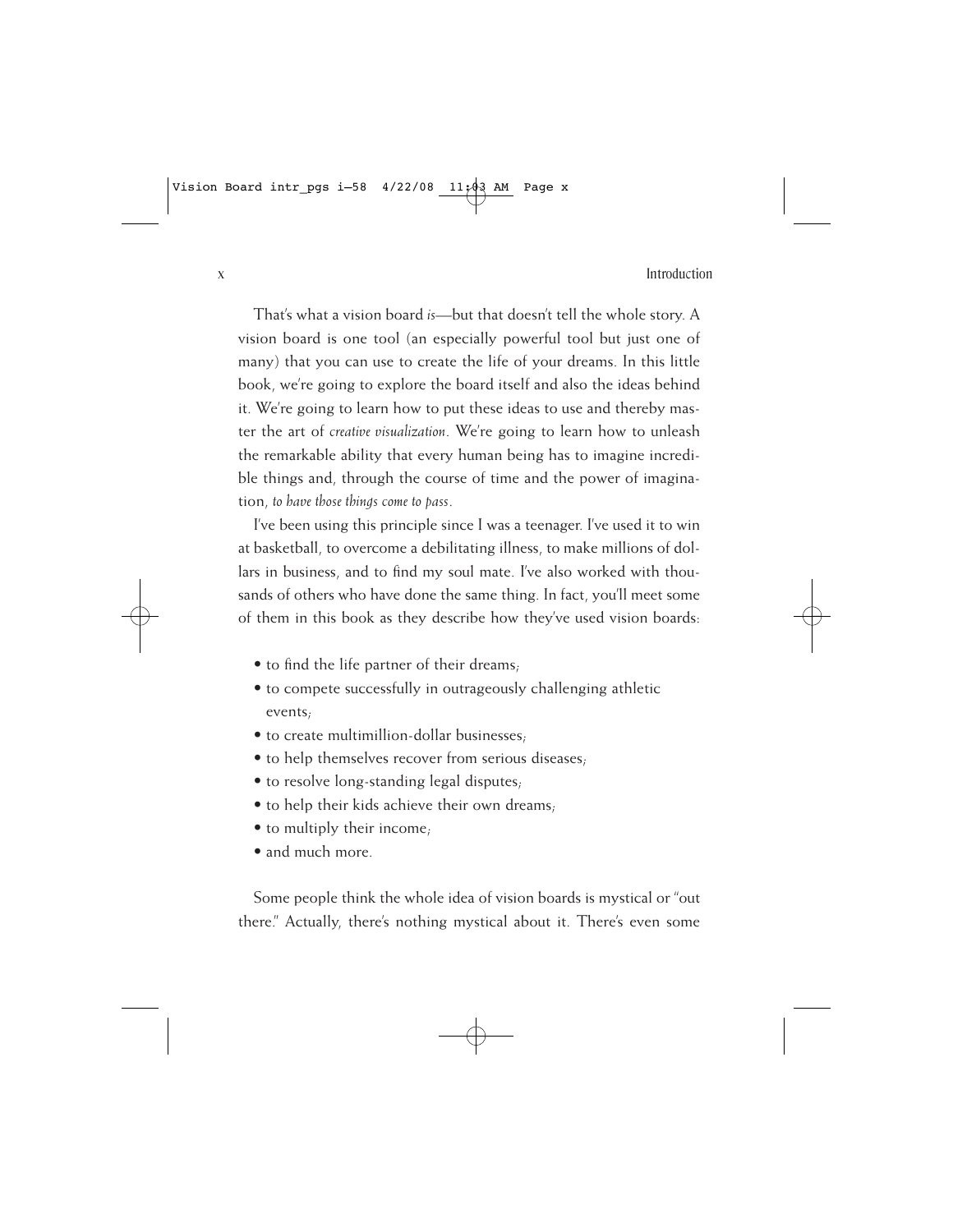That's what a vision board *is*—but that doesn't tell the whole story. A vision board is one tool (an especially powerful tool but just one of many) that you can use to create the life of your dreams. In this little book, we're going to explore the board itself and also the ideas behind it. We're going to learn how to put these ideas to use and thereby master the art of *creative visualization*. We're going to learn how to unleash the remarkable ability that every human being has to imagine incredible things and, through the course of time and the power of imagination, *to have those things come to pass*.

I've been using this principle since I was a teenager. I've used it to win at basketball, to overcome a debilitating illness, to make millions of dollars in business, and to find my soul mate. I've also worked with thousands of others who have done the same thing. In fact, you'll meet some of them in this book as they describe how they've used vision boards:

- to find the life partner of their dreams;
- to compete successfully in outrageously challenging athletic events;
- to create multimillion-dollar businesses;
- to help themselves recover from serious diseases;
- to resolve long-standing legal disputes;
- to help their kids achieve their own dreams;
- to multiply their income;
- and much more.

Some people think the whole idea of vision boards is mystical or "out there." Actually, there's nothing mystical about it. There's even some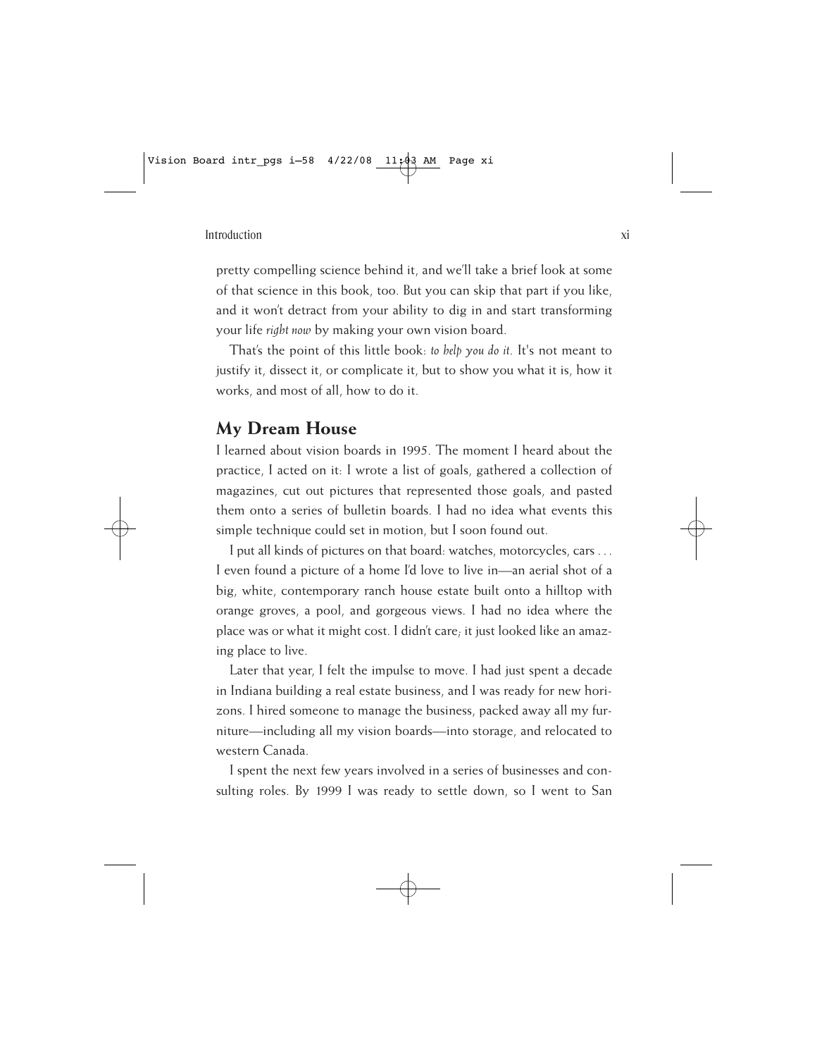pretty compelling science behind it, and we'll take a brief look at some of that science in this book, too. But you can skip that part if you like, and it won't detract from your ability to dig in and start transforming your life *right now* by making your own vision board.

That's the point of this little book: *to help you do it*. It's not meant to justify it, dissect it, or complicate it, but to show you what it is, how it works, and most of all, how to do it.

## My Dream House

I learned about vision boards in 1995. The moment I heard about the practice, I acted on it: I wrote a list of goals, gathered a collection of magazines, cut out pictures that represented those goals, and pasted them onto a series of bulletin boards. I had no idea what events this simple technique could set in motion, but I soon found out.

I put all kinds of pictures on that board: watches, motorcycles, cars . . . I even found a picture of a home I'd love to live in—an aerial shot of a big, white, contemporary ranch house estate built onto a hilltop with orange groves, a pool, and gorgeous views. I had no idea where the place was or what it might cost. I didn't care; it just looked like an amazing place to live.

Later that year, I felt the impulse to move. I had just spent a decade in Indiana building a real estate business, and I was ready for new horizons. I hired someone to manage the business, packed away all my furniture—including all my vision boards—into storage, and relocated to western Canada.

I spent the next few years involved in a series of businesses and consulting roles. By 1999 I was ready to settle down, so I went to San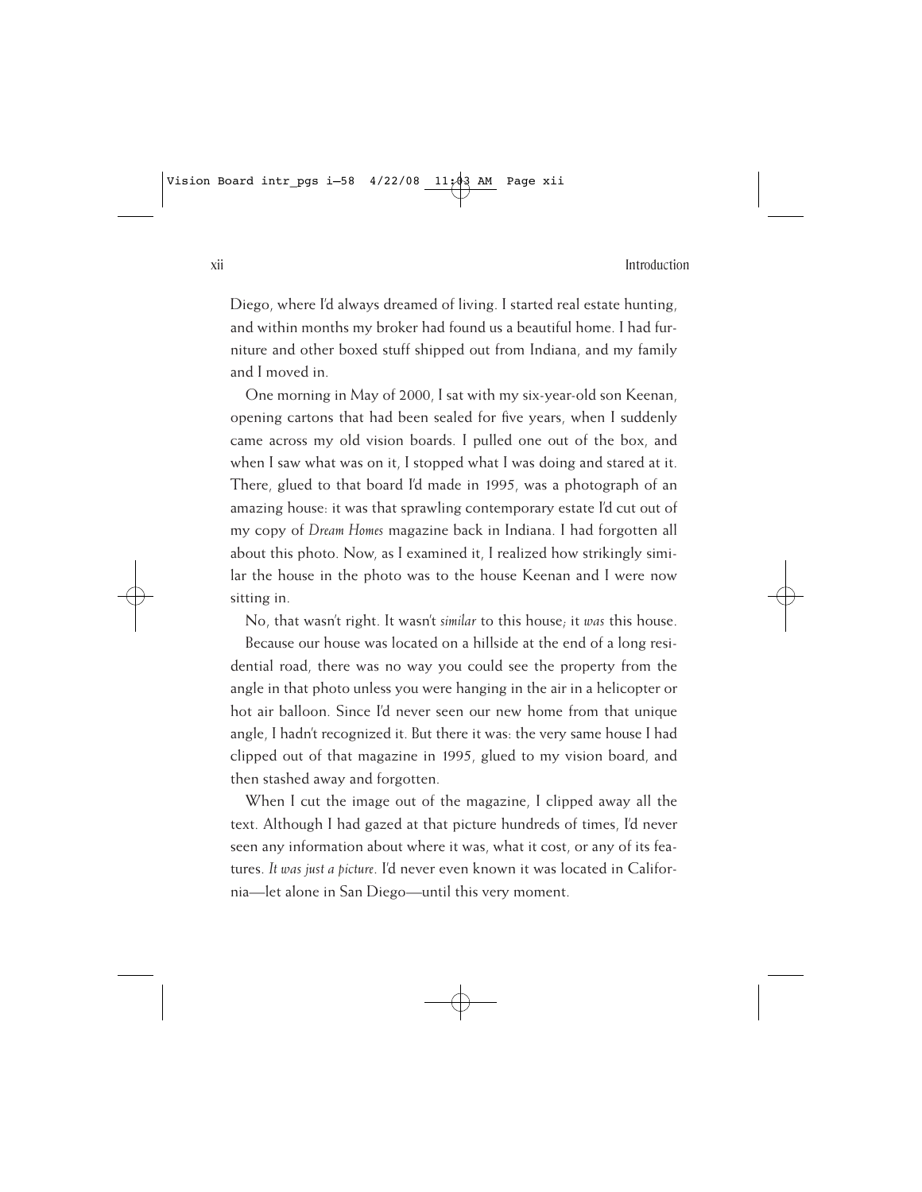Diego, where I'd always dreamed of living. I started real estate hunting, and within months my broker had found us a beautiful home. I had furniture and other boxed stuff shipped out from Indiana, and my family and I moved in.

One morning in May of 2000, I sat with my six-year-old son Keenan, opening cartons that had been sealed for five years, when I suddenly came across my old vision boards. I pulled one out of the box, and when I saw what was on it, I stopped what I was doing and stared at it. There, glued to that board I'd made in 1995, was a photograph of an amazing house: it was that sprawling contemporary estate I'd cut out of my copy of *Dream Homes* magazine back in Indiana. I had forgotten all about this photo. Now, as I examined it, I realized how strikingly similar the house in the photo was to the house Keenan and I were now sitting in.

No, that wasn't right. It wasn't *similar* to this house; it *was* this house.

Because our house was located on a hillside at the end of a long residential road, there was no way you could see the property from the angle in that photo unless you were hanging in the air in a helicopter or hot air balloon. Since I'd never seen our new home from that unique angle, I hadn't recognized it. But there it was: the very same house I had clipped out of that magazine in 1995, glued to my vision board, and then stashed away and forgotten.

When I cut the image out of the magazine, I clipped away all the text. Although I had gazed at that picture hundreds of times, I'd never seen any information about where it was, what it cost, or any of its features. *It was just a picture*. I'd never even known it was located in California—let alone in San Diego—until this very moment.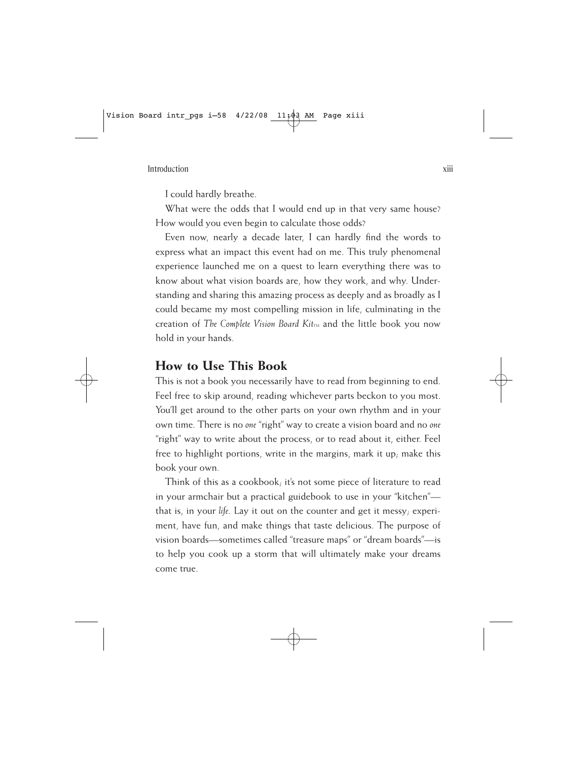I could hardly breathe.

What were the odds that I would end up in that very same house? How would you even begin to calculate those odds?

Even now, nearly a decade later, I can hardly find the words to express what an impact this event had on me. This truly phenomenal experience launched me on a quest to learn everything there was to know about what vision boards are, how they work, and why. Understanding and sharing this amazing process as deeply and as broadly as I could became my most compelling mission in life, culminating in the creation of *The Complete Vision Board Kit*™ and the little book you now hold in your hands.

## How to Use This Book

This is not a book you necessarily have to read from beginning to end. Feel free to skip around, reading whichever parts beckon to you most. You'll get around to the other parts on your own rhythm and in your own time. There is no *one* "right" way to create a vision board and no *one* "right" way to write about the process, or to read about it, either. Feel free to highlight portions, write in the margins, mark it up; make this book your own.

Think of this as a cookbook; it's not some piece of literature to read in your armchair but a practical guidebook to use in your "kitchen"—that is, in your *life*. Lay it out on the counter and get it messy; experiment, have fun, and make things that taste delicious. The purpose of vision boards—sometimes called "treasure maps" or "dream boards"—is to help you cook up a storm that will ultimately make your dreams come true.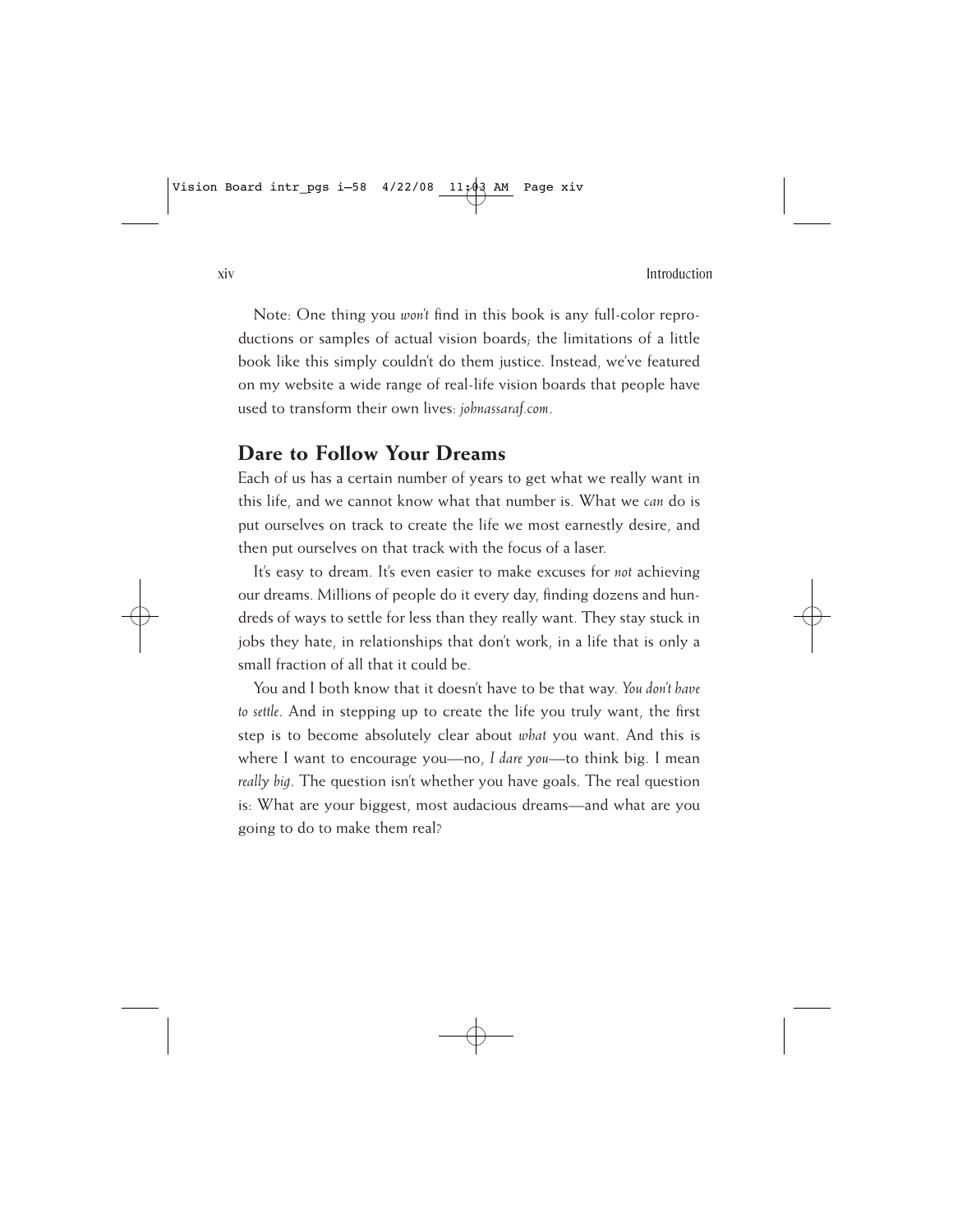Note: One thing you *won't* find in this book is any full-color reproductions or samples of actual vision boards; the limitations of a little book like this simply couldn't do them justice. Instead, we've featured on my website a wide range of real-life vision boards that people have used to transform their own lives: *johnassaraf.com*.

## Dare to Follow Your Dreams

Each of us has a certain number of years to get what we really want in this life, and we cannot know what that number is. What we *can* do is put ourselves on track to create the life we most earnestly desire, and then put ourselves on that track with the focus of a laser.

It's easy to dream. It's even easier to make excuses for *not* achieving our dreams. Millions of people do it every day, finding dozens and hundreds of ways to settle for less than they really want. They stay stuck in jobs they hate, in relationships that don't work, in a life that is only a small fraction of all that it could be.

You and I both know that it doesn't have to be that way. *You don't have to settle*. And in stepping up to create the life you truly want, the first step is to become absolutely clear about *what* you want. And this is where I want to encourage you—no, *I dare you*—to think big. I mean *really big*. The question isn't whether you have goals. The real question is: What are your biggest, most audacious dreams—and what are you going to do to make them real?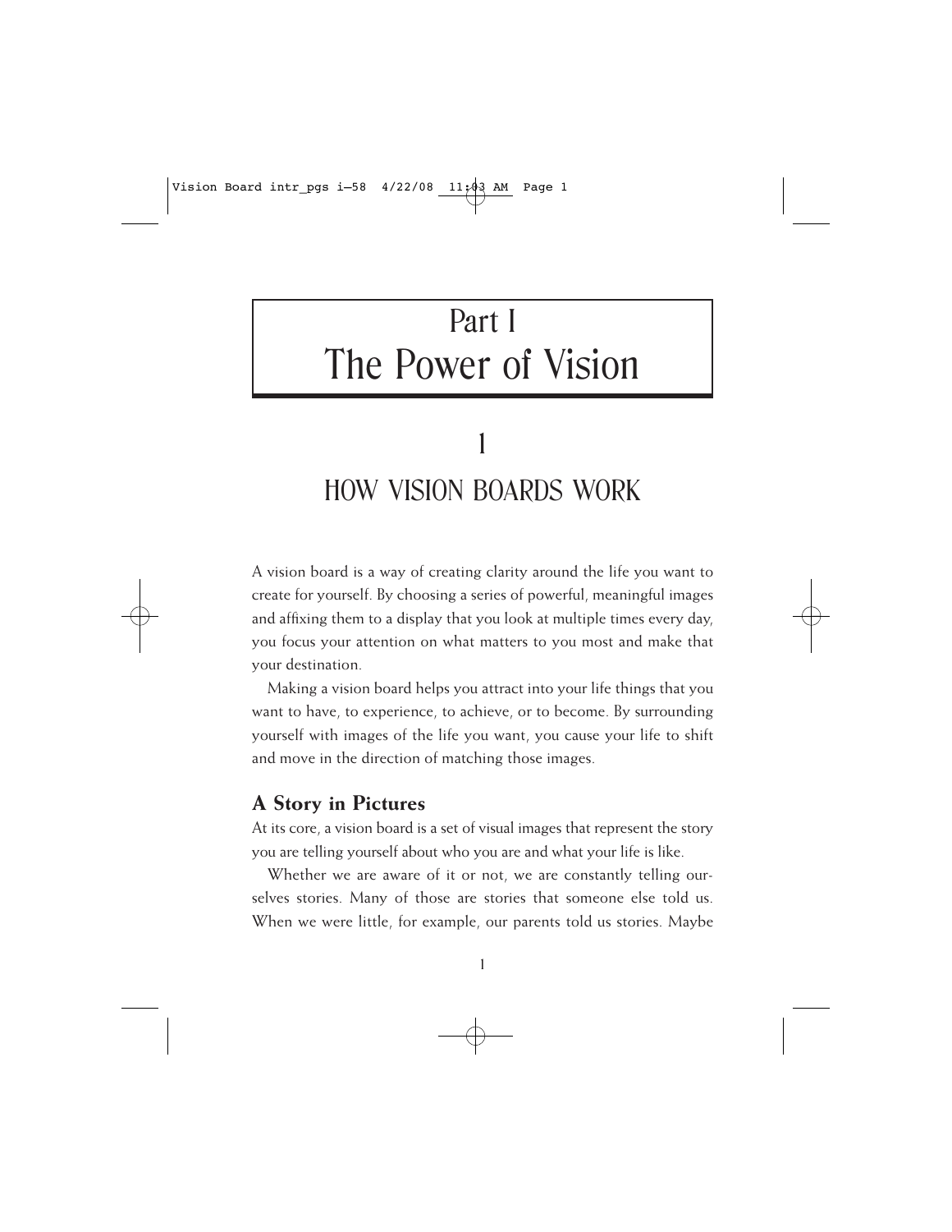# Part I
# The Power of Vision

## 1
## HOW VISION BOARDS WORK

A vision board is a way of creating clarity around the life you want to create for yourself. By choosing a series of powerful, meaningful images and affixing them to a display that you look at multiple times every day, you focus your attention on what matters to you most and make that your destination.

Making a vision board helps you attract into your life things that you want to have, to experience, to achieve, or to become. By surrounding yourself with images of the life you want, you cause your life to shift and move in the direction of matching those images.

### A Story in Pictures

At its core, a vision board is a set of visual images that represent the story you are telling yourself about who you are and what your life is like.

Whether we are aware of it or not, we are constantly telling ourselves stories. Many of those are stories that someone else told us. When we were little, for example, our parents told us stories. Maybe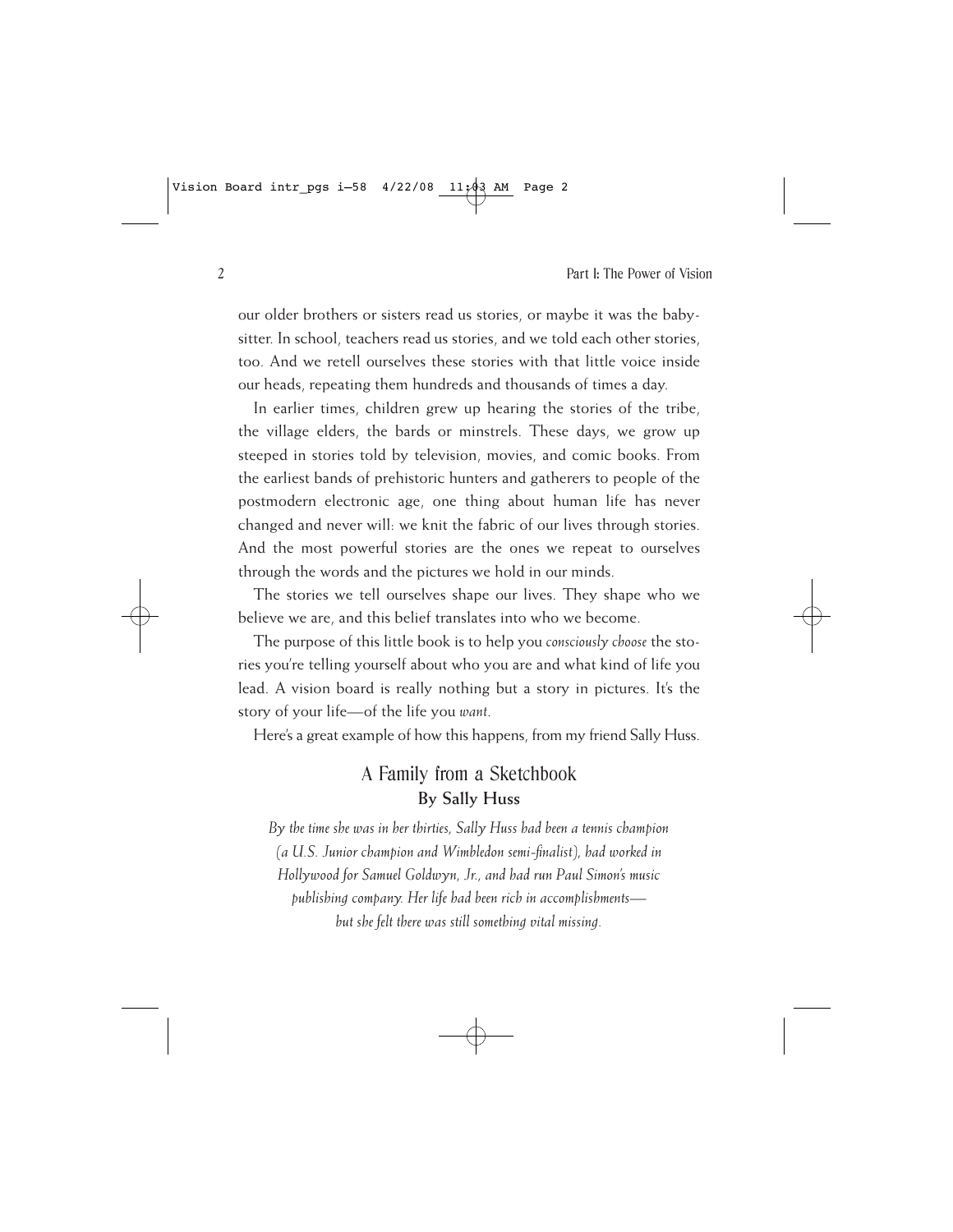our older brothers or sisters read us stories, or maybe it was the babysitter. In school, teachers read us stories, and we told each other stories, too. And we retell ourselves these stories with that little voice inside our heads, repeating them hundreds and thousands of times a day.

In earlier times, children grew up hearing the stories of the tribe, the village elders, the bards or minstrels. These days, we grow up steeped in stories told by television, movies, and comic books. From the earliest bands of prehistoric hunters and gatherers to people of the postmodern electronic age, one thing about human life has never changed and never will: we knit the fabric of our lives through stories. And the most powerful stories are the ones we repeat to ourselves through the words and the pictures we hold in our minds.

The stories we tell ourselves shape our lives. They shape who we believe we are, and this belief translates into who we become.

The purpose of this little book is to help you *consciously choose* the stories you're telling yourself about who you are and what kind of life you lead. A vision board is really nothing but a story in pictures. It's the story of your life—of the life you *want*.

Here's a great example of how this happens, from my friend Sally Huss.

## A Family from a Sketchbook

**By Sally Huss**

*By the time she was in her thirties, Sally Huss had been a tennis champion (a U.S. Junior champion and Wimbledon semi-finalist), had worked in Hollywood for Samuel Goldwyn, Jr., and had run Paul Simon's music publishing company. Her life had been rich in accomplishments—but she felt there was still something vital missing.*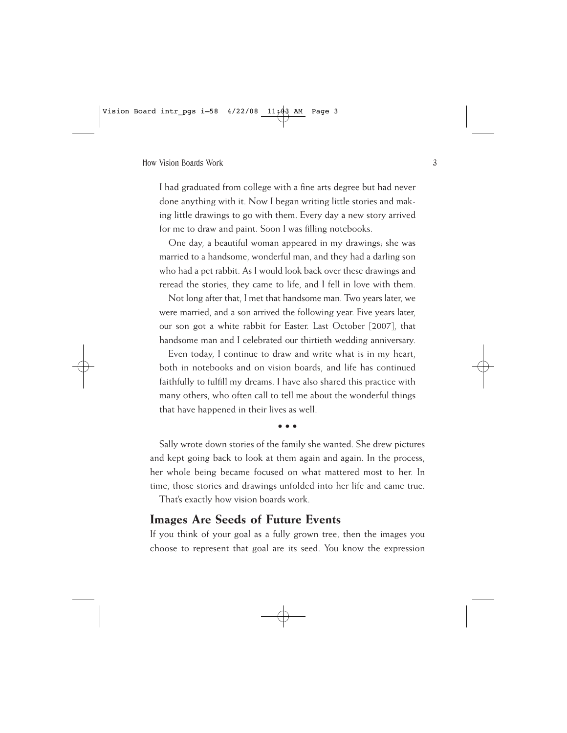I had graduated from college with a fine arts degree but had never done anything with it. Now I began writing little stories and making little drawings to go with them. Every day a new story arrived for me to draw and paint. Soon I was filling notebooks.

One day, a beautiful woman appeared in my drawings; she was married to a handsome, wonderful man, and they had a darling son who had a pet rabbit. As I would look back over these drawings and reread the stories, they came to life, and I fell in love with them.

Not long after that, I met that handsome man. Two years later, we were married, and a son arrived the following year. Five years later, our son got a white rabbit for Easter. Last October [2007], that handsome man and I celebrated our thirtieth wedding anniversary.

Even today, I continue to draw and write what is in my heart, both in notebooks and on vision boards, and life has continued faithfully to fulfill my dreams. I have also shared this practice with many others, who often call to tell me about the wonderful things that have happened in their lives as well.

• • •

Sally wrote down stories of the family she wanted. She drew pictures and kept going back to look at them again and again. In the process, her whole being became focused on what mattered most to her. In time, those stories and drawings unfolded into her life and came true.

That's exactly how vision boards work.

## Images Are Seeds of Future Events

If you think of your goal as a fully grown tree, then the images you choose to represent that goal are its seed. You know the expression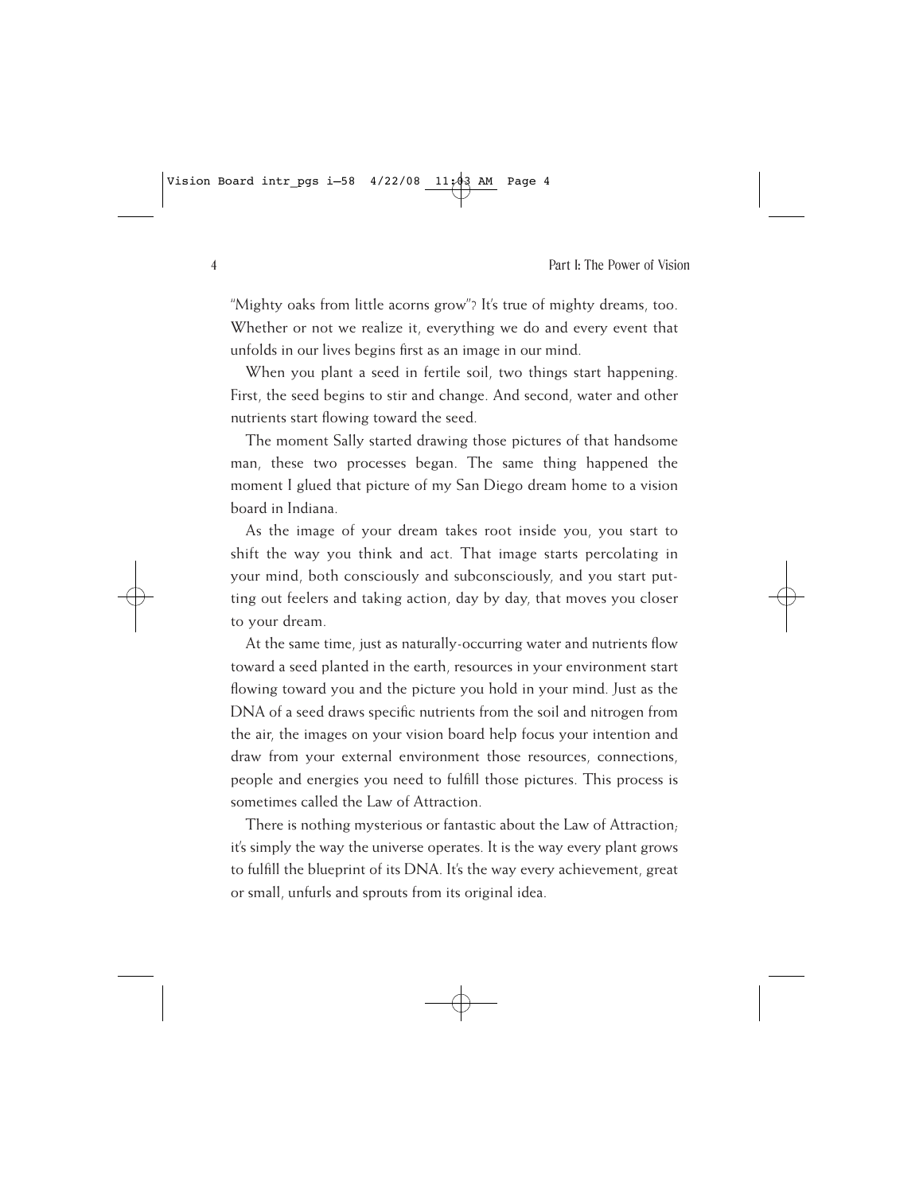"Mighty oaks from little acorns grow"? It's true of mighty dreams, too. Whether or not we realize it, everything we do and every event that unfolds in our lives begins first as an image in our mind.

When you plant a seed in fertile soil, two things start happening. First, the seed begins to stir and change. And second, water and other nutrients start flowing toward the seed.

The moment Sally started drawing those pictures of that handsome man, these two processes began. The same thing happened the moment I glued that picture of my San Diego dream home to a vision board in Indiana.

As the image of your dream takes root inside you, you start to shift the way you think and act. That image starts percolating in your mind, both consciously and subconsciously, and you start putting out feelers and taking action, day by day, that moves you closer to your dream.

At the same time, just as naturally-occurring water and nutrients flow toward a seed planted in the earth, resources in your environment start flowing toward you and the picture you hold in your mind. Just as the DNA of a seed draws specific nutrients from the soil and nitrogen from the air, the images on your vision board help focus your intention and draw from your external environment those resources, connections, people and energies you need to fulfill those pictures. This process is sometimes called the Law of Attraction.

There is nothing mysterious or fantastic about the Law of Attraction; it's simply the way the universe operates. It is the way every plant grows to fulfill the blueprint of its DNA. It's the way every achievement, great or small, unfurls and sprouts from its original idea.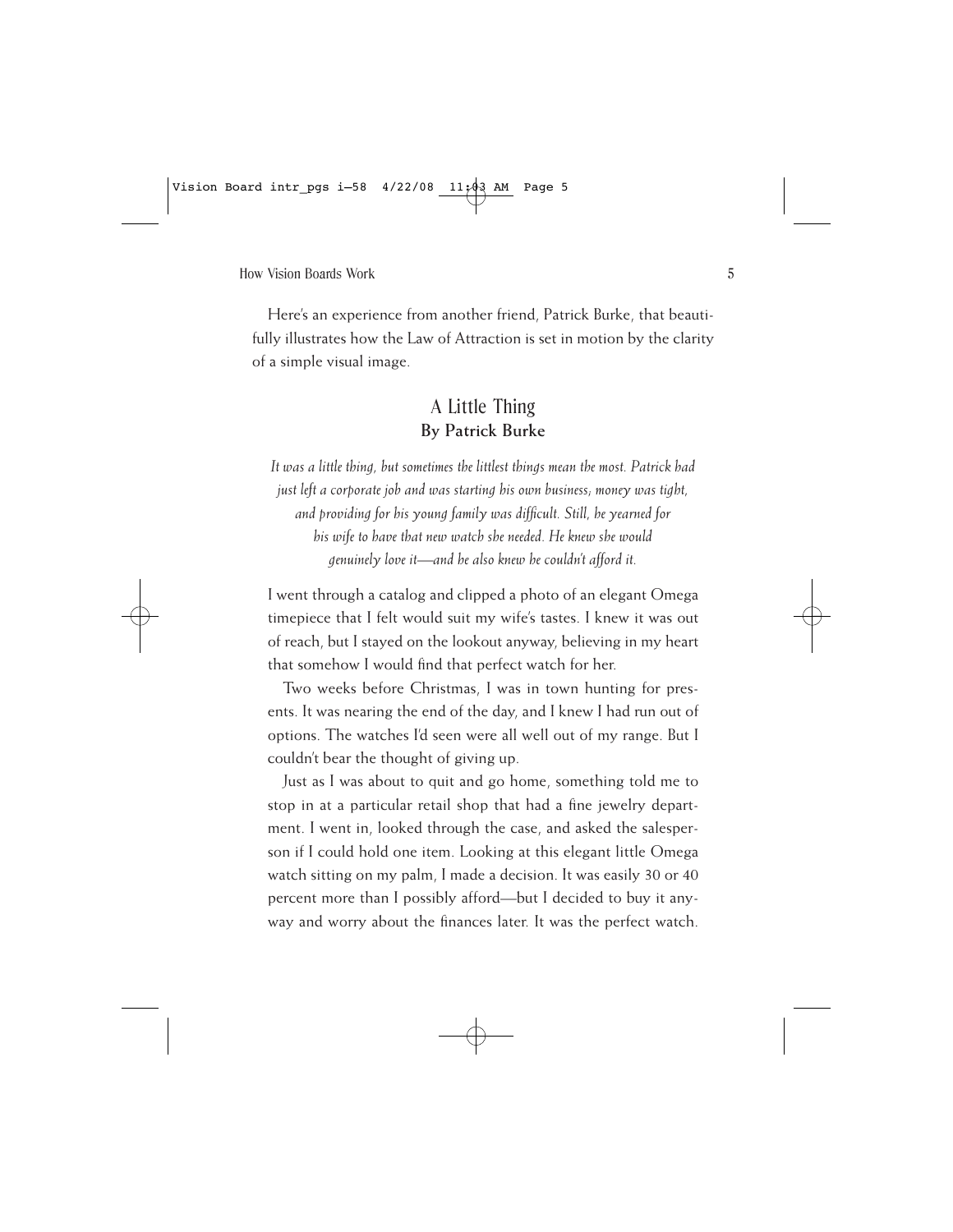Here's an experience from another friend, Patrick Burke, that beautifully illustrates how the Law of Attraction is set in motion by the clarity of a simple visual image.

## A Little Thing
**By Patrick Burke**

*It was a little thing, but sometimes the littlest things mean the most. Patrick had just left a corporate job and was starting his own business; money was tight, and providing for his young family was difficult. Still, he yearned for his wife to have that new watch she needed. He knew she would genuinely love it—and he also knew he couldn't afford it.*

I went through a catalog and clipped a photo of an elegant Omega timepiece that I felt would suit my wife's tastes. I knew it was out of reach, but I stayed on the lookout anyway, believing in my heart that somehow I would find that perfect watch for her.

Two weeks before Christmas, I was in town hunting for presents. It was nearing the end of the day, and I knew I had run out of options. The watches I'd seen were all well out of my range. But I couldn't bear the thought of giving up.

Just as I was about to quit and go home, something told me to stop in at a particular retail shop that had a fine jewelry department. I went in, looked through the case, and asked the salesperson if I could hold one item. Looking at this elegant little Omega watch sitting on my palm, I made a decision. It was easily 30 or 40 percent more than I possibly afford—but I decided to buy it anyway and worry about the finances later. It was the perfect watch.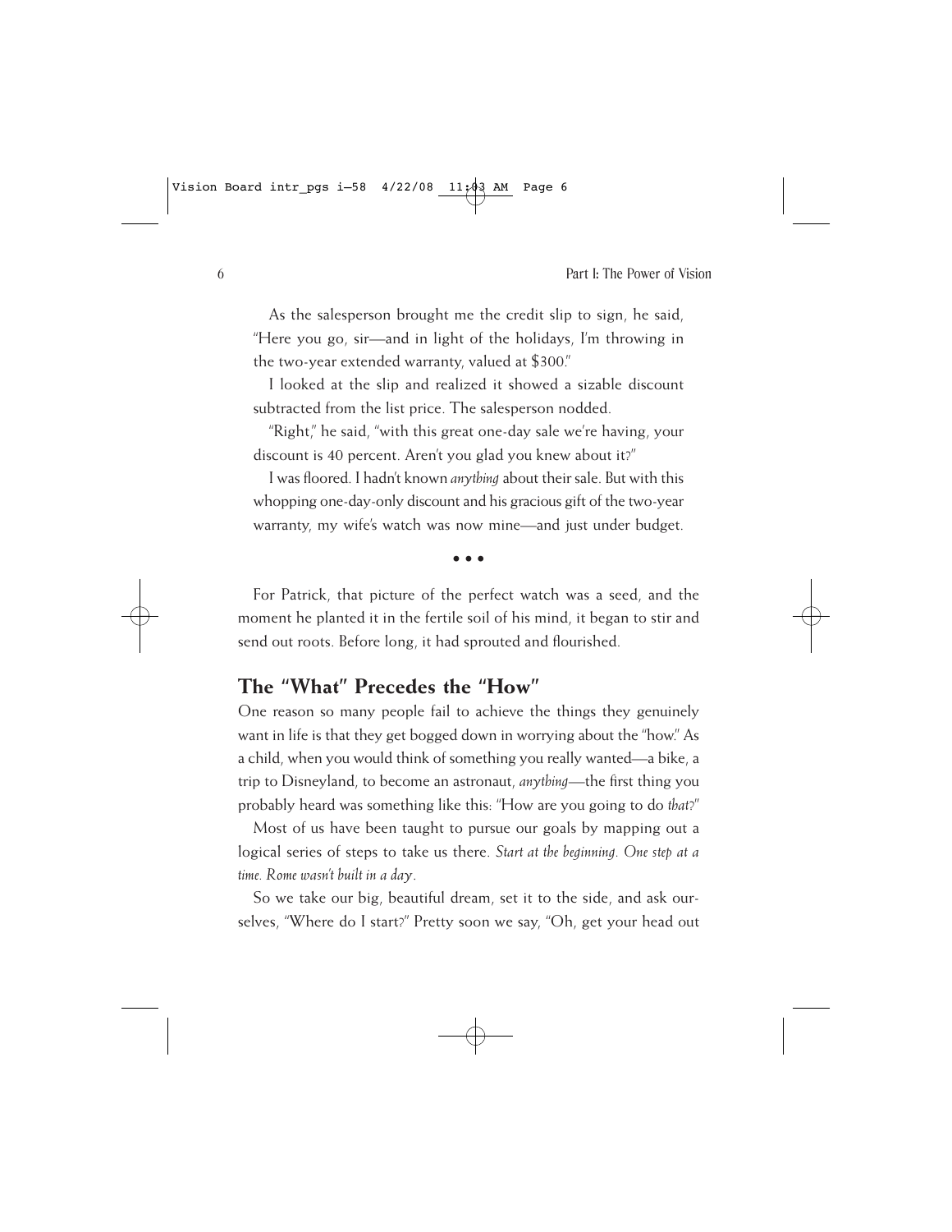As the salesperson brought me the credit slip to sign, he said, "Here you go, sir—and in light of the holidays, I'm throwing in the two-year extended warranty, valued at $300."

I looked at the slip and realized it showed a sizable discount subtracted from the list price. The salesperson nodded.

"Right," he said, "with this great one-day sale we're having, your discount is 40 percent. Aren't you glad you knew about it?"

I was floored. I hadn't known *anything* about their sale. But with this whopping one-day-only discount and his gracious gift of the two-year warranty, my wife's watch was now mine—and just under budget.

• • •

For Patrick, that picture of the perfect watch was a seed, and the moment he planted it in the fertile soil of his mind, it began to stir and send out roots. Before long, it had sprouted and flourished.

## The "What" Precedes the "How"

One reason so many people fail to achieve the things they genuinely want in life is that they get bogged down in worrying about the "how." As a child, when you would think of something you really wanted—a bike, a trip to Disneyland, to become an astronaut, *anything*—the first thing you probably heard was something like this: "How are you going to do *that*?"

Most of us have been taught to pursue our goals by mapping out a logical series of steps to take us there. *Start at the beginning. One step at a time. Rome wasn't built in a day*.

So we take our big, beautiful dream, set it to the side, and ask ourselves, "Where do I start?" Pretty soon we say, "Oh, get your head out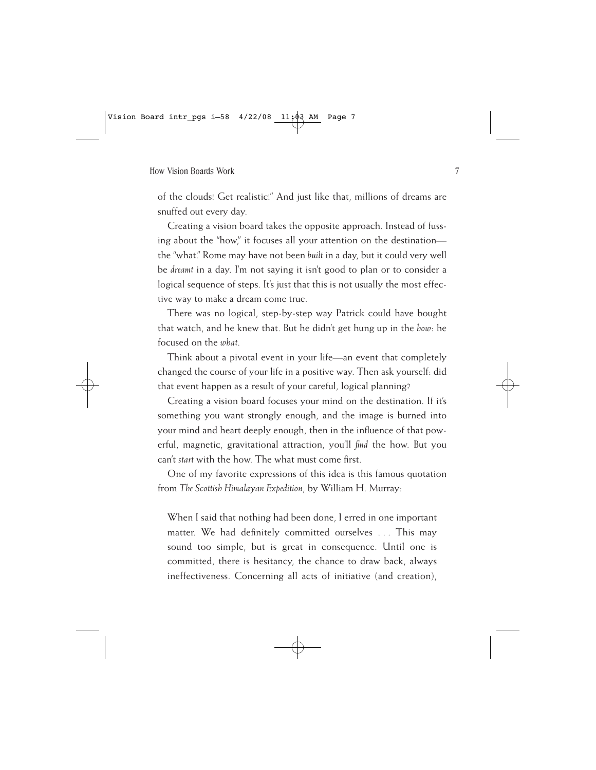of the clouds! Get realistic!" And just like that, millions of dreams are snuffed out every day.

Creating a vision board takes the opposite approach. Instead of fussing about the "how," it focuses all your attention on the destination—the "what." Rome may have not been *built* in a day, but it could very well be *dreamt* in a day. I'm not saying it isn't good to plan or to consider a logical sequence of steps. It's just that this is not usually the most effective way to make a dream come true.

There was no logical, step-by-step way Patrick could have bought that watch, and he knew that. But he didn't get hung up in the *how*: he focused on the *what*.

Think about a pivotal event in your life—an event that completely changed the course of your life in a positive way. Then ask yourself: did that event happen as a result of your careful, logical planning?

Creating a vision board focuses your mind on the destination. If it's something you want strongly enough, and the image is burned into your mind and heart deeply enough, then in the influence of that powerful, magnetic, gravitational attraction, you'll *find* the how. But you can't *start* with the how. The what must come first.

One of my favorite expressions of this idea is this famous quotation from *The Scottish Himalayan Expedition*, by William H. Murray:

> When I said that nothing had been done, I erred in one important matter. We had definitely committed ourselves . . . This may sound too simple, but is great in consequence. Until one is committed, there is hesitancy, the chance to draw back, always ineffectiveness. Concerning all acts of initiative (and creation),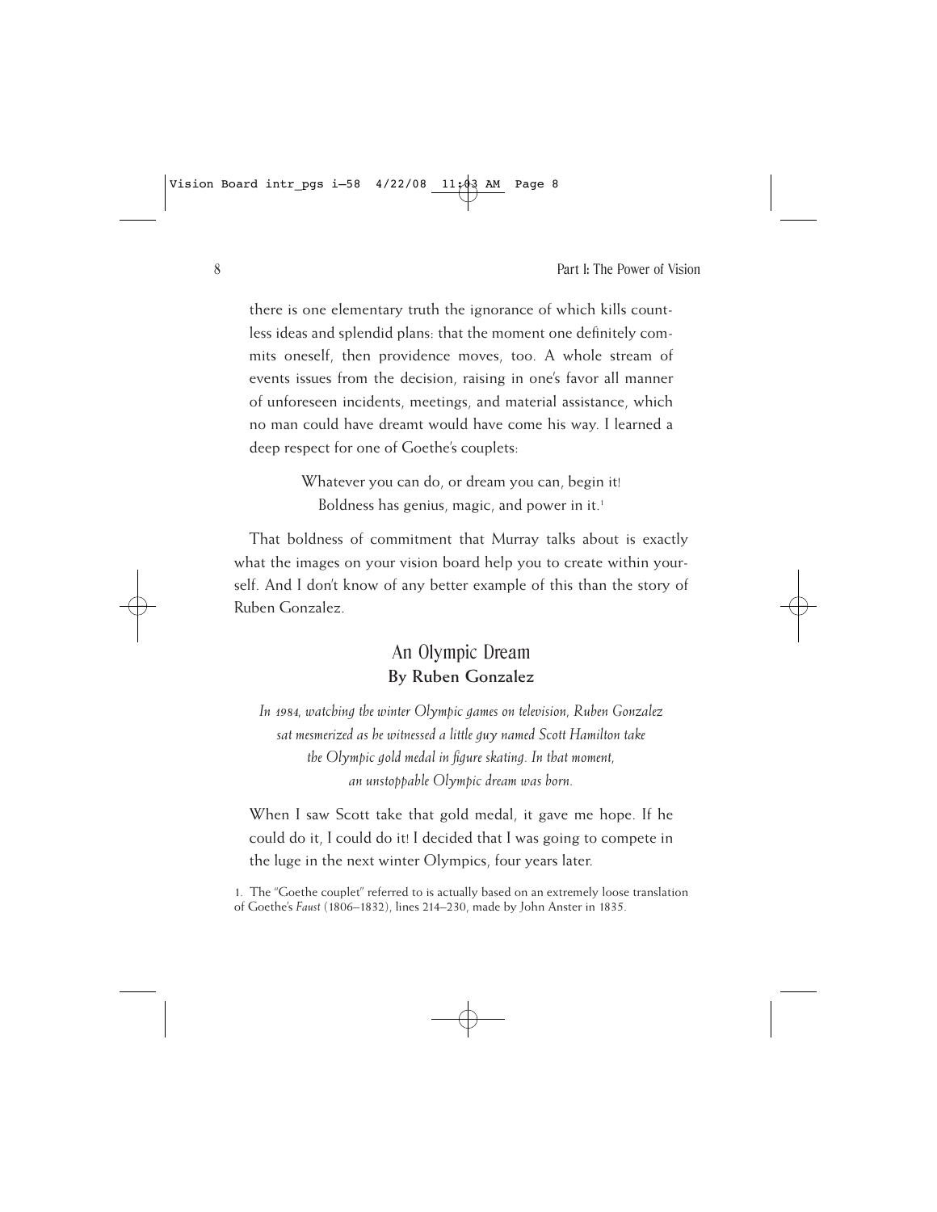there is one elementary truth the ignorance of which kills countless ideas and splendid plans: that the moment one definitely commits oneself, then providence moves, too. A whole stream of events issues from the decision, raising in one's favor all manner of unforeseen incidents, meetings, and material assistance, which no man could have dreamt would have come his way. I learned a deep respect for one of Goethe's couplets:

> Whatever you can do, or dream you can, begin it!
> Boldness has genius, magic, and power in it.[1]

That boldness of commitment that Murray talks about is exactly what the images on your vision board help you to create within yourself. And I don't know of any better example of this than the story of Ruben Gonzalez.

## An Olympic Dream
**By Ruben Gonzalez**

*In 1984, watching the winter Olympic games on television, Ruben Gonzalez sat mesmerized as he witnessed a little guy named Scott Hamilton take the Olympic gold medal in figure skating. In that moment, an unstoppable Olympic dream was born.*

When I saw Scott take that gold medal, it gave me hope. If he could do it, I could do it! I decided that I was going to compete in the luge in the next winter Olympics, four years later.

1. The "Goethe couplet" referred to is actually based on an extremely loose translation of Goethe's *Faust* (1806–1832), lines 214–230, made by John Anster in 1835.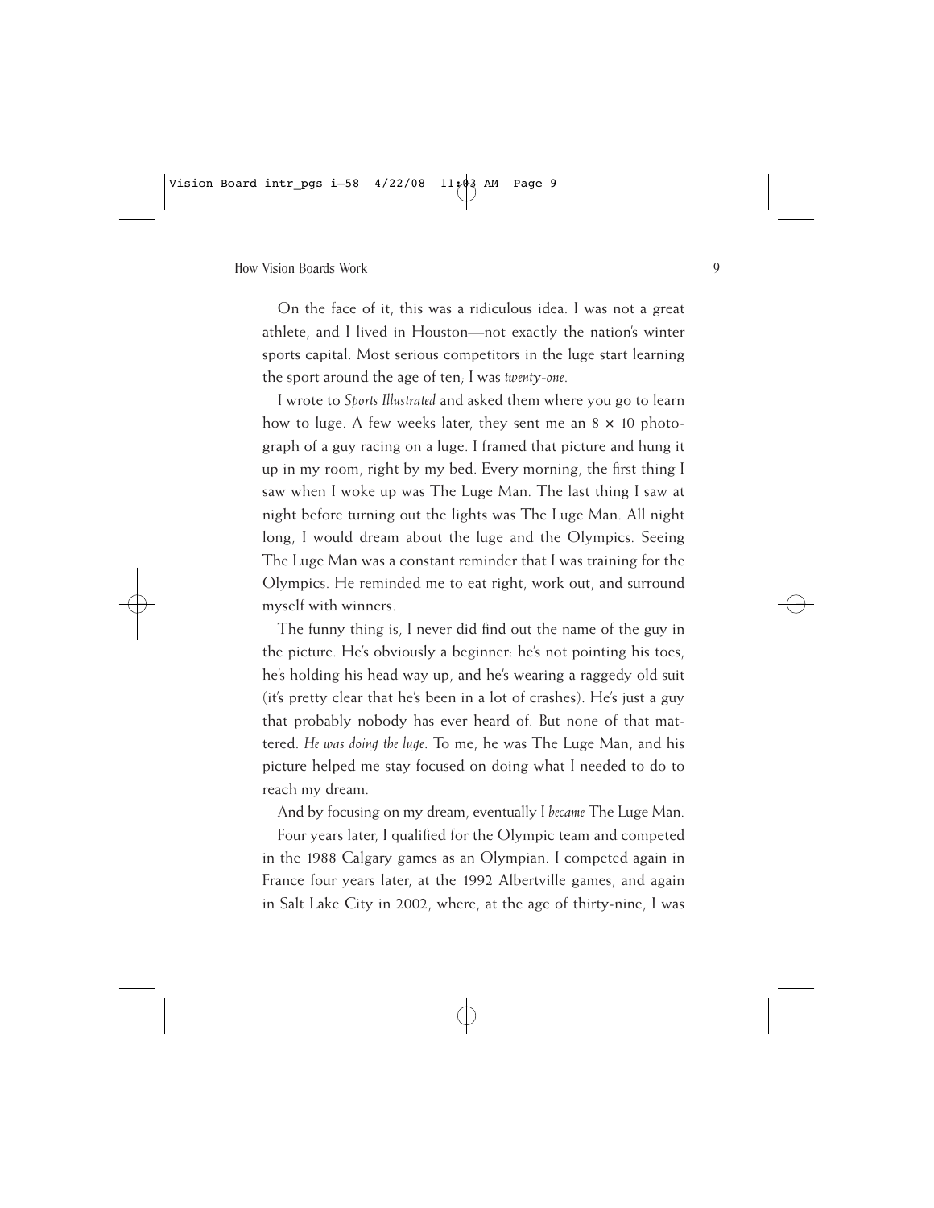On the face of it, this was a ridiculous idea. I was not a great athlete, and I lived in Houston—not exactly the nation's winter sports capital. Most serious competitors in the luge start learning the sport around the age of ten; I was *twenty-one*.

I wrote to *Sports Illustrated* and asked them where you go to learn how to luge. A few weeks later, they sent me an 8 × 10 photograph of a guy racing on a luge. I framed that picture and hung it up in my room, right by my bed. Every morning, the first thing I saw when I woke up was The Luge Man. The last thing I saw at night before turning out the lights was The Luge Man. All night long, I would dream about the luge and the Olympics. Seeing The Luge Man was a constant reminder that I was training for the Olympics. He reminded me to eat right, work out, and surround myself with winners.

The funny thing is, I never did find out the name of the guy in the picture. He's obviously a beginner: he's not pointing his toes, he's holding his head way up, and he's wearing a raggedy old suit (it's pretty clear that he's been in a lot of crashes). He's just a guy that probably nobody has ever heard of. But none of that mattered. *He was doing the luge*. To me, he was The Luge Man, and his picture helped me stay focused on doing what I needed to do to reach my dream.

And by focusing on my dream, eventually I *became* The Luge Man.

Four years later, I qualified for the Olympic team and competed in the 1988 Calgary games as an Olympian. I competed again in France four years later, at the 1992 Albertville games, and again in Salt Lake City in 2002, where, at the age of thirty-nine, I was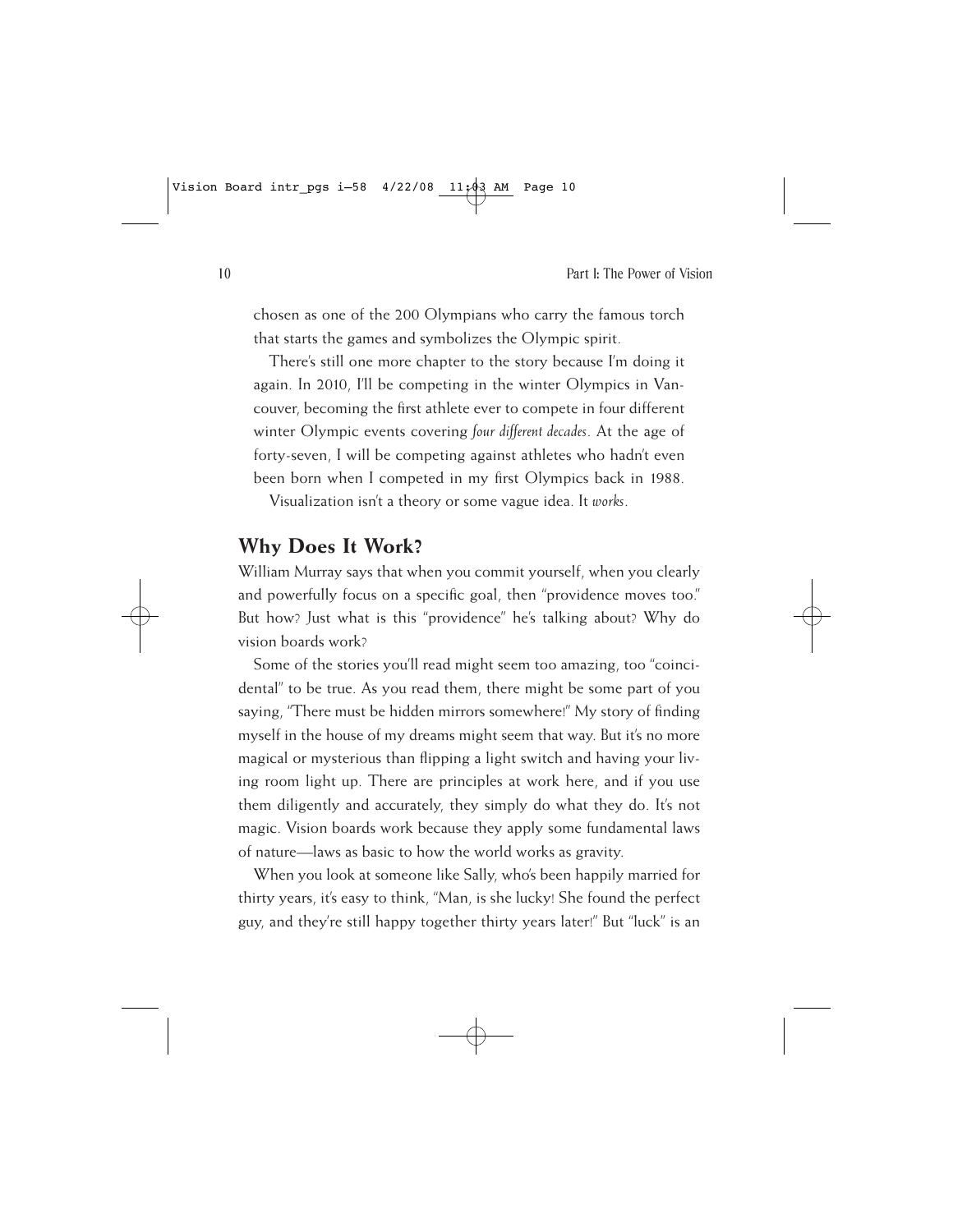chosen as one of the 200 Olympians who carry the famous torch that starts the games and symbolizes the Olympic spirit.

There's still one more chapter to the story because I'm doing it again. In 2010, I'll be competing in the winter Olympics in Vancouver, becoming the first athlete ever to compete in four different winter Olympic events covering *four different decades*. At the age of forty-seven, I will be competing against athletes who hadn't even been born when I competed in my first Olympics back in 1988.

Visualization isn't a theory or some vague idea. It *works*.

## Why Does It Work?

William Murray says that when you commit yourself, when you clearly and powerfully focus on a specific goal, then "providence moves too." But how? Just what is this "providence" he's talking about? Why do vision boards work?

Some of the stories you'll read might seem too amazing, too "coincidental" to be true. As you read them, there might be some part of you saying, "There must be hidden mirrors somewhere!" My story of finding myself in the house of my dreams might seem that way. But it's no more magical or mysterious than flipping a light switch and having your living room light up. There are principles at work here, and if you use them diligently and accurately, they simply do what they do. It's not magic. Vision boards work because they apply some fundamental laws of nature—laws as basic to how the world works as gravity.

When you look at someone like Sally, who's been happily married for thirty years, it's easy to think, "Man, is she lucky! She found the perfect guy, and they're still happy together thirty years later!" But "luck" is an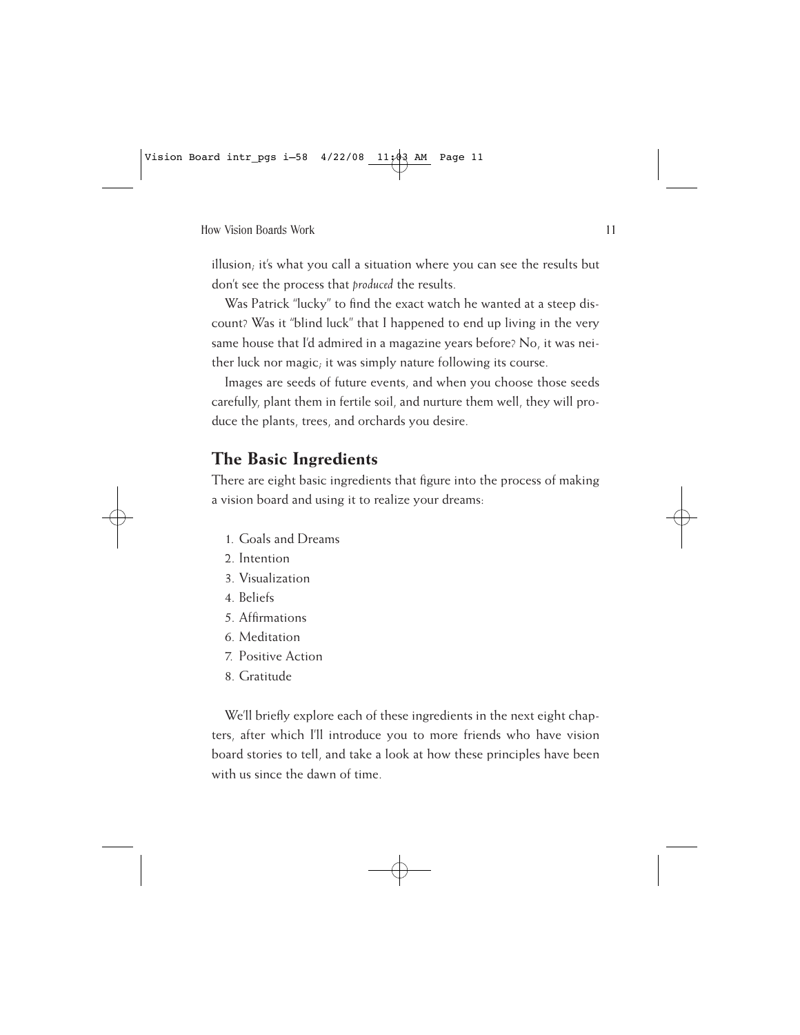illusion; it's what you call a situation where you can see the results but don't see the process that *produced* the results.

Was Patrick "lucky" to find the exact watch he wanted at a steep discount? Was it "blind luck" that I happened to end up living in the very same house that I'd admired in a magazine years before? No, it was neither luck nor magic; it was simply nature following its course.

Images are seeds of future events, and when you choose those seeds carefully, plant them in fertile soil, and nurture them well, they will produce the plants, trees, and orchards you desire.

## The Basic Ingredients

There are eight basic ingredients that figure into the process of making a vision board and using it to realize your dreams:

1. Goals and Dreams
2. Intention
3. Visualization
4. Beliefs
5. Affirmations
6. Meditation
7. Positive Action
8. Gratitude

We'll briefly explore each of these ingredients in the next eight chapters, after which I'll introduce you to more friends who have vision board stories to tell, and take a look at how these principles have been with us since the dawn of time.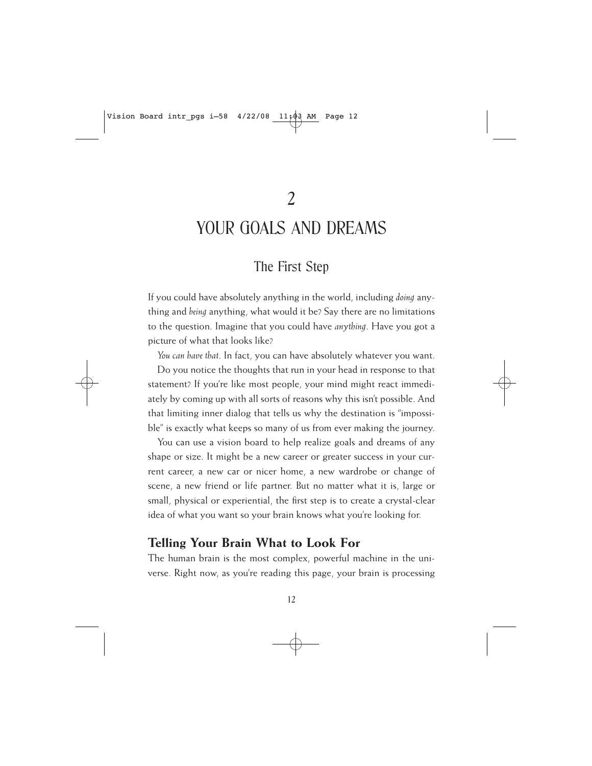# 2

# YOUR GOALS AND DREAMS

## The First Step

If you could have absolutely anything in the world, including *doing* anything and *being* anything, what would it be? Say there are no limitations to the question. Imagine that you could have *anything*. Have you got a picture of what that looks like?

*You can have that*. In fact, you can have absolutely whatever you want.

Do you notice the thoughts that run in your head in response to that statement? If you're like most people, your mind might react immediately by coming up with all sorts of reasons why this isn't possible. And that limiting inner dialog that tells us why the destination is "impossible" is exactly what keeps so many of us from ever making the journey.

You can use a vision board to help realize goals and dreams of any shape or size. It might be a new career or greater success in your current career, a new car or nicer home, a new wardrobe or change of scene, a new friend or life partner. But no matter what it is, large or small, physical or experiential, the first step is to create a crystal-clear idea of what you want so your brain knows what you're looking for.

### Telling Your Brain What to Look For

The human brain is the most complex, powerful machine in the universe. Right now, as you're reading this page, your brain is processing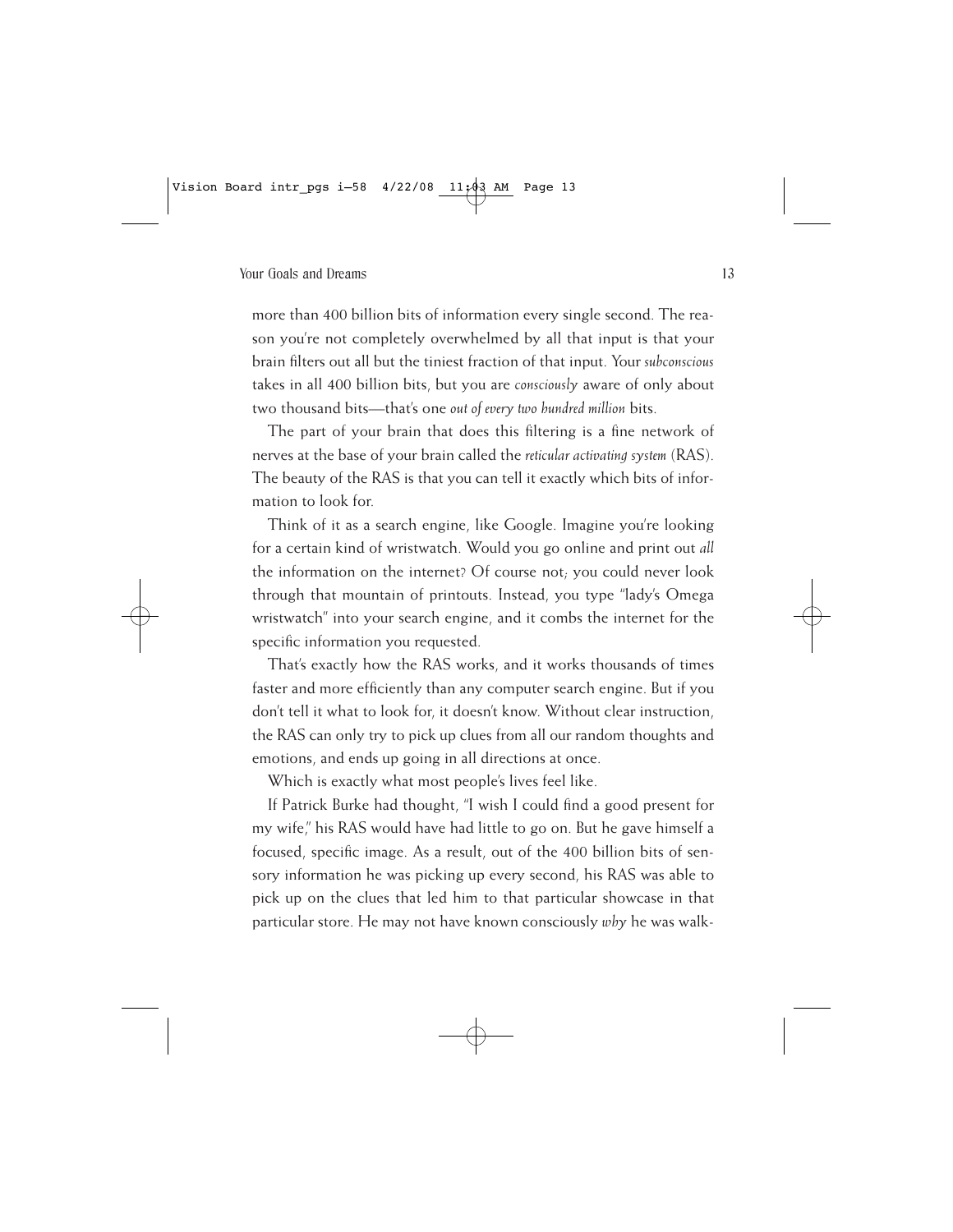more than 400 billion bits of information every single second. The reason you're not completely overwhelmed by all that input is that your brain filters out all but the tiniest fraction of that input. Your *subconscious* takes in all 400 billion bits, but you are *consciously* aware of only about two thousand bits—that's one *out of every two hundred million* bits.

The part of your brain that does this filtering is a fine network of nerves at the base of your brain called the *reticular activating system* (RAS). The beauty of the RAS is that you can tell it exactly which bits of information to look for.

Think of it as a search engine, like Google. Imagine you're looking for a certain kind of wristwatch. Would you go online and print out *all* the information on the internet? Of course not; you could never look through that mountain of printouts. Instead, you type "lady's Omega wristwatch" into your search engine, and it combs the internet for the specific information you requested.

That's exactly how the RAS works, and it works thousands of times faster and more efficiently than any computer search engine. But if you don't tell it what to look for, it doesn't know. Without clear instruction, the RAS can only try to pick up clues from all our random thoughts and emotions, and ends up going in all directions at once.

Which is exactly what most people's lives feel like.

If Patrick Burke had thought, "I wish I could find a good present for my wife," his RAS would have had little to go on. But he gave himself a focused, specific image. As a result, out of the 400 billion bits of sensory information he was picking up every second, his RAS was able to pick up on the clues that led him to that particular showcase in that particular store. He may not have known consciously *why* he was walk-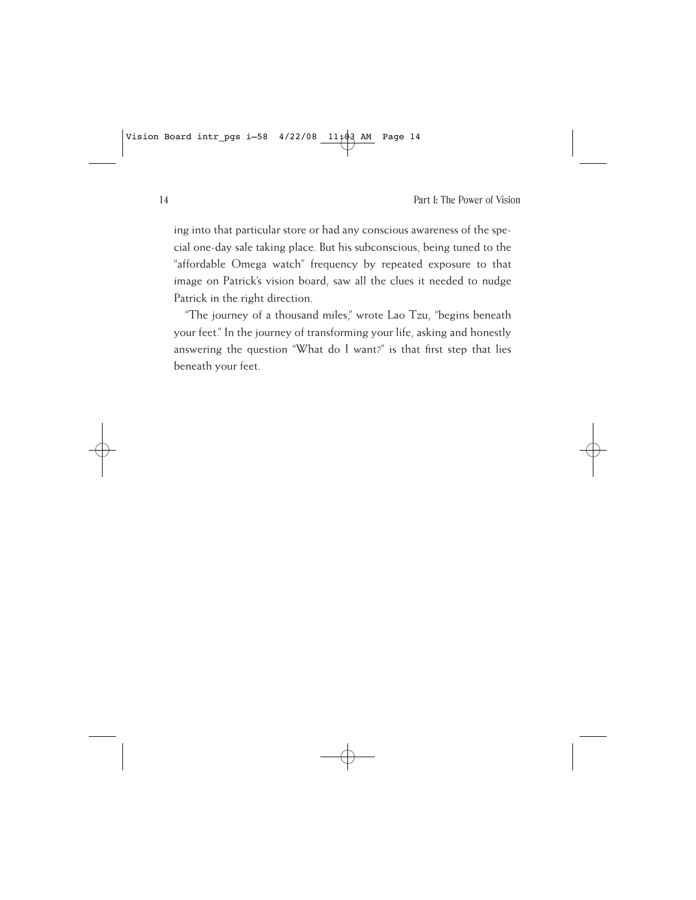ing into that particular store or had any conscious awareness of the special one-day sale taking place. But his subconscious, being tuned to the "affordable Omega watch" frequency by repeated exposure to that image on Patrick's vision board, saw all the clues it needed to nudge Patrick in the right direction.

"The journey of a thousand miles," wrote Lao Tzu, "begins beneath your feet." In the journey of transforming your life, asking and honestly answering the question "What do I want?" is that first step that lies beneath your feet.